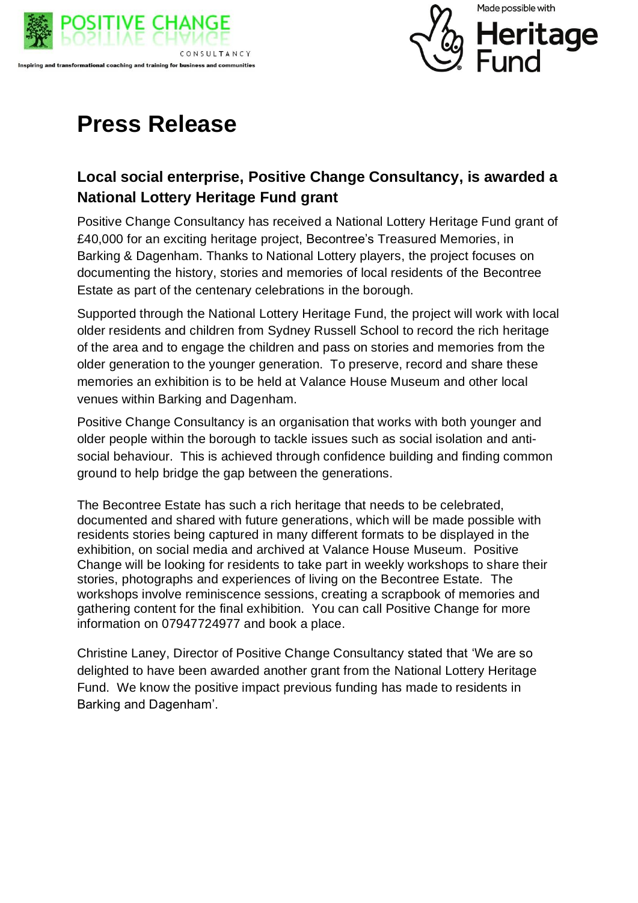POSITIVE CHANGE

CONSULTANCY

Inspiring and transformational coaching and training for business and communities

Made possible with Heritage Fund

# Press Release

## Local social enterprise, Positive Change Consultancy, is awarded a National Lottery Heritage Fund grant

Positive Change Consultancy has received a National Lottery Heritage Fund grant of £40,000 for an exciting heritage project, Becontree's Treasured Memories, in Barking & Dagenham. Thanks to National Lottery players, the project focuses on documenting the history, stories and memories of local residents of the Becontree Estate as part of the centenary celebrations in the borough.

Supported through the National Lottery Heritage Fund, the project will work with local older residents and children from Sydney Russell School to record the rich heritage of the area and to engage the children and pass on stories and memories from the older generation to the younger generation. To preserve, record and share these memories an exhibition is to be held at Valance House Museum and other local venues within Barking and Dagenham.

Positive Change Consultancy is an organisation that works with both younger and older people within the borough to tackle issues such as social isolation and anti-social behaviour. This is achieved through confidence building and finding common ground to help bridge the gap between the generations.

The Becontree Estate has such a rich heritage that needs to be celebrated, documented and shared with future generations, which will be made possible with residents stories being captured in many different formats to be displayed in the exhibition, on social media and archived at Valance House Museum. Positive Change will be looking for residents to take part in weekly workshops to share their stories, photographs and experiences of living on the Becontree Estate. The workshops involve reminiscence sessions, creating a scrapbook of memories and gathering content for the final exhibition. You can call Positive Change for more information on 07947724977 and book a place.

Christine Laney, Director of Positive Change Consultancy stated that 'We are so delighted to have been awarded another grant from the National Lottery Heritage Fund. We know the positive impact previous funding has made to residents in Barking and Dagenham'.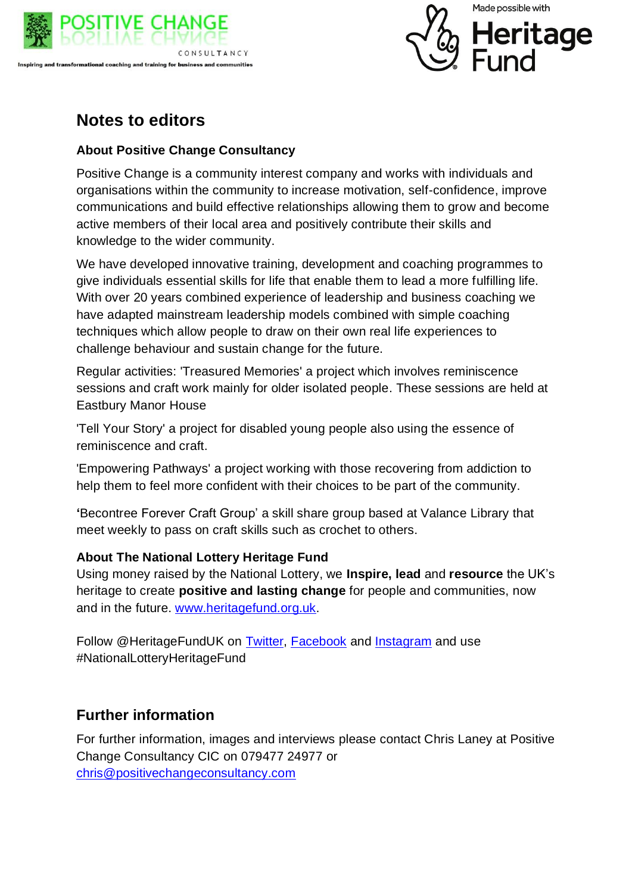## Notes to editors

**About Positive Change Consultancy**

Positive Change is a community interest company and works with individuals and organisations within the community to increase motivation, self-confidence, improve communications and build effective relationships allowing them to grow and become active members of their local area and positively contribute their skills and knowledge to the wider community.

We have developed innovative training, development and coaching programmes to give individuals essential skills for life that enable them to lead a more fulfilling life. With over 20 years combined experience of leadership and business coaching we have adapted mainstream leadership models combined with simple coaching techniques which allow people to draw on their own real life experiences to challenge behaviour and sustain change for the future.

Regular activities: 'Treasured Memories' a project which involves reminiscence sessions and craft work mainly for older isolated people. These sessions are held at Eastbury Manor House

'Tell Your Story' a project for disabled young people also using the essence of reminiscence and craft.

'Empowering Pathways' a project working with those recovering from addiction to help them to feel more confident with their choices to be part of the community.

**'**Becontree Forever Craft Group' a skill share group based at Valance Library that meet weekly to pass on craft skills such as crochet to others.

**About The National Lottery Heritage Fund**
Using money raised by the National Lottery, we **Inspire, lead** and **resource** the UK's heritage to create **positive and lasting change** for people and communities, now and in the future. www.heritagefund.org.uk.

Follow @HeritageFundUK on Twitter, Facebook and Instagram and use #NationalLotteryHeritageFund

## Further information

For further information, images and interviews please contact Chris Laney at Positive Change Consultancy CIC on 079477 24977 or chris@positivechangeconsultancy.com